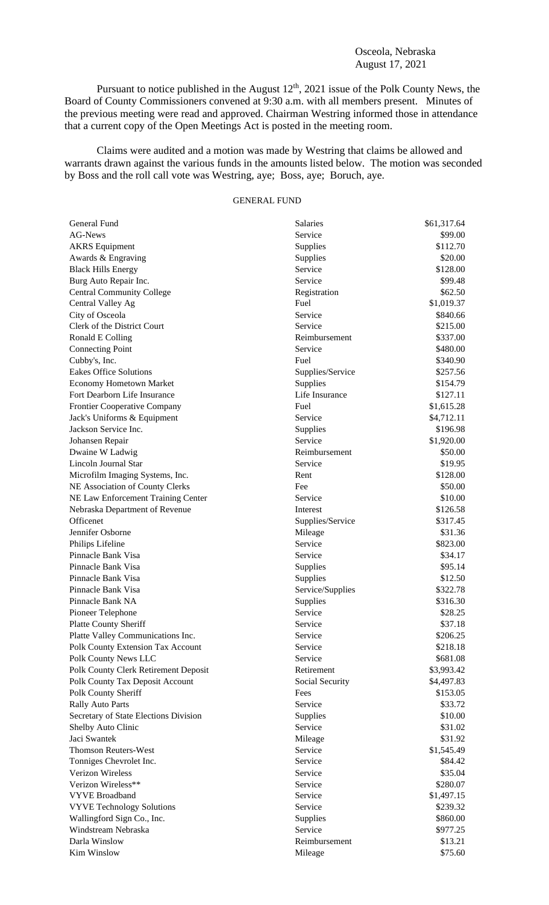Osceola, Nebraska
August 17, 2021

Pursuant to notice published in the August 12th, 2021 issue of the Polk County News, the Board of County Commissioners convened at 9:30 a.m. with all members present. Minutes of the previous meeting were read and approved. Chairman Westring informed those in attendance that a current copy of the Open Meetings Act is posted in the meeting room.

Claims were audited and a motion was made by Westring that claims be allowed and warrants drawn against the various funds in the amounts listed below. The motion was seconded by Boss and the roll call vote was Westring, aye; Boss, aye; Boruch, aye.

GENERAL FUND

| | | |
|---|---|---|
| General Fund | Salaries | $61,317.64 |
| AG-News | Service | $99.00 |
| AKRS Equipment | Supplies | $112.70 |
| Awards & Engraving | Supplies | $20.00 |
| Black Hills Energy | Service | $128.00 |
| Burg Auto Repair Inc. | Service | $99.48 |
| Central Community College | Registration | $62.50 |
| Central Valley Ag | Fuel | $1,019.37 |
| City of Osceola | Service | $840.66 |
| Clerk of the District Court | Service | $215.00 |
| Ronald E Colling | Reimbursement | $337.00 |
| Connecting Point | Service | $480.00 |
| Cubby's, Inc. | Fuel | $340.90 |
| Eakes Office Solutions | Supplies/Service | $257.56 |
| Economy Hometown Market | Supplies | $154.79 |
| Fort Dearborn Life Insurance | Life Insurance | $127.11 |
| Frontier Cooperative Company | Fuel | $1,615.28 |
| Jack's Uniforms & Equipment | Service | $4,712.11 |
| Jackson Service Inc. | Supplies | $196.98 |
| Johansen Repair | Service | $1,920.00 |
| Dwaine W Ladwig | Reimbursement | $50.00 |
| Lincoln Journal Star | Service | $19.95 |
| Microfilm Imaging Systems, Inc. | Rent | $128.00 |
| NE Association of County Clerks | Fee | $50.00 |
| NE Law Enforcement Training Center | Service | $10.00 |
| Nebraska Department of Revenue | Interest | $126.58 |
| Officenet | Supplies/Service | $317.45 |
| Jennifer Osborne | Mileage | $31.36 |
| Philips Lifeline | Service | $823.00 |
| Pinnacle Bank Visa | Service | $34.17 |
| Pinnacle Bank Visa | Supplies | $95.14 |
| Pinnacle Bank Visa | Supplies | $12.50 |
| Pinnacle Bank Visa | Service/Supplies | $322.78 |
| Pinnacle Bank NA | Supplies | $316.30 |
| Pioneer Telephone | Service | $28.25 |
| Platte County Sheriff | Service | $37.18 |
| Platte Valley Communications Inc. | Service | $206.25 |
| Polk County Extension Tax Account | Service | $218.18 |
| Polk County News LLC | Service | $681.08 |
| Polk County Clerk Retirement Deposit | Retirement | $3,993.42 |
| Polk County Tax Deposit Account | Social Security | $4,497.83 |
| Polk County Sheriff | Fees | $153.05 |
| Rally Auto Parts | Service | $33.72 |
| Secretary of State Elections Division | Supplies | $10.00 |
| Shelby Auto Clinic | Service | $31.02 |
| Jaci Swantek | Mileage | $31.92 |
| Thomson Reuters-West | Service | $1,545.49 |
| Tonniges Chevrolet Inc. | Service | $84.42 |
| Verizon Wireless | Service | $35.04 |
| Verizon Wireless** | Service | $280.07 |
| VYVE Broadband | Service | $1,497.15 |
| VYVE Technology Solutions | Service | $239.32 |
| Wallingford Sign Co., Inc. | Supplies | $860.00 |
| Windstream Nebraska | Service | $977.25 |
| Darla Winslow | Reimbursement | $13.21 |
| Kim Winslow | Mileage | $75.60 |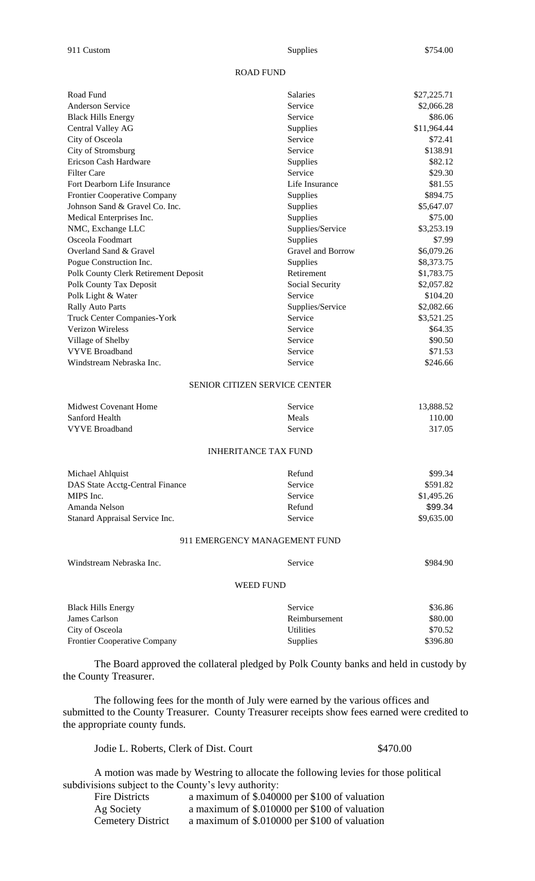| | | |
|---|---|---|
| 911 Custom | Supplies | $754.00 |

ROAD FUND

| | | |
|---|---|---|
| Road Fund | Salaries | $27,225.71 |
| Anderson Service | Service | $2,066.28 |
| Black Hills Energy | Service | $86.06 |
| Central Valley AG | Supplies | $11,964.44 |
| City of Osceola | Service | $72.41 |
| City of Stromsburg | Service | $138.91 |
| Ericson Cash Hardware | Supplies | $82.12 |
| Filter Care | Service | $29.30 |
| Fort Dearborn Life Insurance | Life Insurance | $81.55 |
| Frontier Cooperative Company | Supplies | $894.75 |
| Johnson Sand & Gravel Co. Inc. | Supplies | $5,647.07 |
| Medical Enterprises Inc. | Supplies | $75.00 |
| NMC, Exchange LLC | Supplies/Service | $3,253.19 |
| Osceola Foodmart | Supplies | $7.99 |
| Overland Sand & Gravel | Gravel and Borrow | $6,079.26 |
| Pogue Construction Inc. | Supplies | $8,373.75 |
| Polk County Clerk Retirement Deposit | Retirement | $1,783.75 |
| Polk County Tax Deposit | Social Security | $2,057.82 |
| Polk Light & Water | Service | $104.20 |
| Rally Auto Parts | Supplies/Service | $2,082.66 |
| Truck Center Companies-York | Service | $3,521.25 |
| Verizon Wireless | Service | $64.35 |
| Village of Shelby | Service | $90.50 |
| VYVE Broadband | Service | $71.53 |
| Windstream Nebraska Inc. | Service | $246.66 |

SENIOR CITIZEN SERVICE CENTER

| | | |
|---|---|---|
| Midwest Covenant Home | Service | 13,888.52 |
| Sanford Health | Meals | 110.00 |
| VYVE Broadband | Service | 317.05 |

INHERITANCE TAX FUND

| | | |
|---|---|---|
| Michael Ahlquist | Refund | $99.34 |
| DAS State Acctg-Central Finance | Service | $591.82 |
| MIPS Inc. | Service | $1,495.26 |
| Amanda Nelson | Refund | $99.34 |
| Stanard Appraisal Service Inc. | Service | $9,635.00 |

911 EMERGENCY MANAGEMENT FUND

| | | |
|---|---|---|
| Windstream Nebraska Inc. | Service | $984.90 |

WEED FUND

| | | |
|---|---|---|
| Black Hills Energy | Service | $36.86 |
| James Carlson | Reimbursement | $80.00 |
| City of Osceola | Utilities | $70.52 |
| Frontier Cooperative Company | Supplies | $396.80 |

The Board approved the collateral pledged by Polk County banks and held in custody by the County Treasurer.

The following fees for the month of July were earned by the various offices and submitted to the County Treasurer. County Treasurer receipts show fees earned were credited to the appropriate county funds.

| | |
|---|---|
| Jodie L. Roberts, Clerk of Dist. Court | $470.00 |

A motion was made by Westring to allocate the following levies for those political subdivisions subject to the County's levy authority:

| | |
|---|---|
| Fire Districts | a maximum of $.040000 per $100 of valuation |
| Ag Society | a maximum of $.010000 per $100 of valuation |
| Cemetery District | a maximum of $.010000 per $100 of valuation |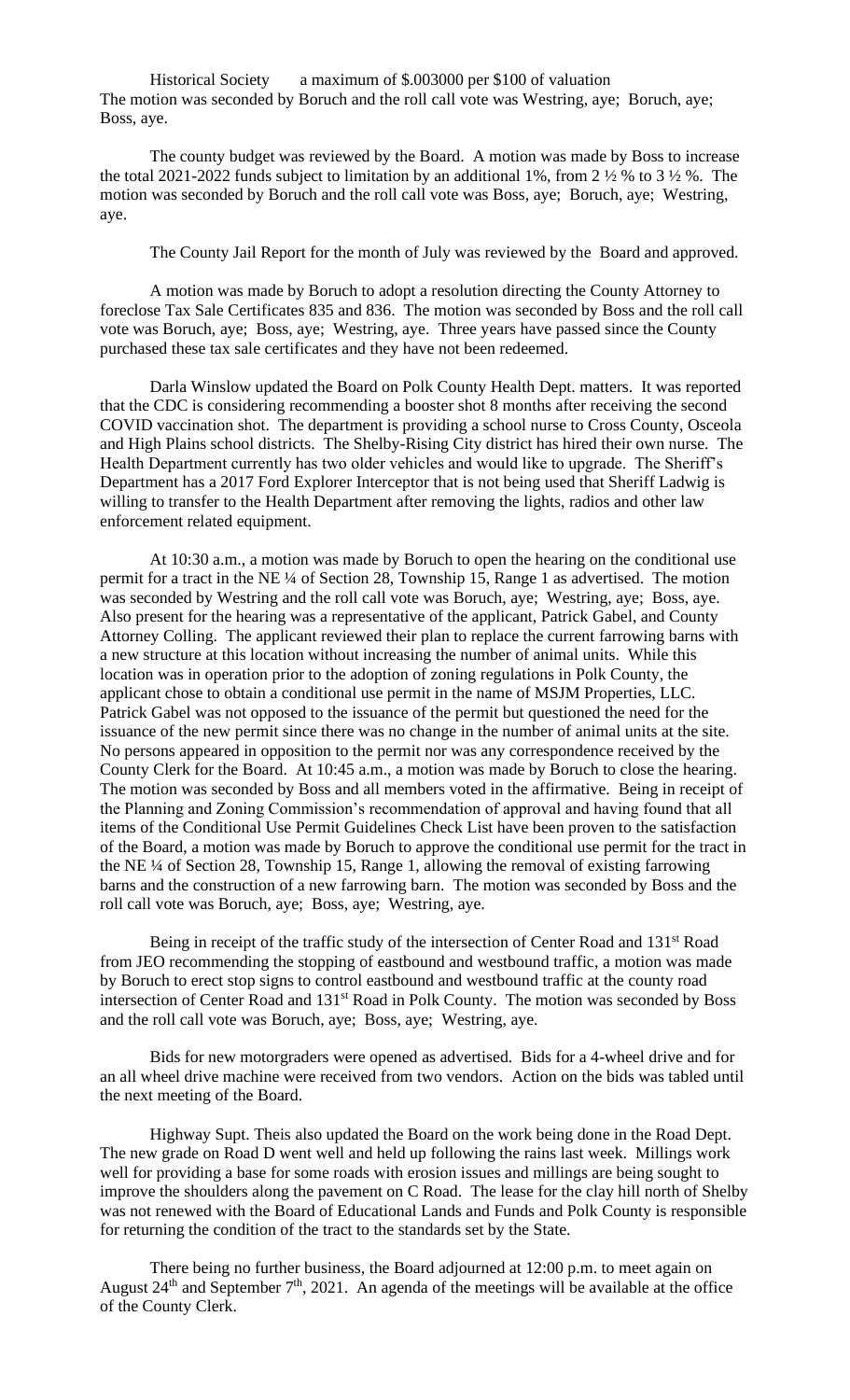Historical Society a maximum of $.003000 per $100 of valuation

The motion was seconded by Boruch and the roll call vote was Westring, aye; Boruch, aye; Boss, aye.

The county budget was reviewed by the Board. A motion was made by Boss to increase the total 2021-2022 funds subject to limitation by an additional 1%, from 2 ½ % to 3 ½ %. The motion was seconded by Boruch and the roll call vote was Boss, aye; Boruch, aye; Westring, aye.

The County Jail Report for the month of July was reviewed by the Board and approved.

A motion was made by Boruch to adopt a resolution directing the County Attorney to foreclose Tax Sale Certificates 835 and 836. The motion was seconded by Boss and the roll call vote was Boruch, aye; Boss, aye; Westring, aye. Three years have passed since the County purchased these tax sale certificates and they have not been redeemed.

Darla Winslow updated the Board on Polk County Health Dept. matters. It was reported that the CDC is considering recommending a booster shot 8 months after receiving the second COVID vaccination shot. The department is providing a school nurse to Cross County, Osceola and High Plains school districts. The Shelby-Rising City district has hired their own nurse. The Health Department currently has two older vehicles and would like to upgrade. The Sheriff's Department has a 2017 Ford Explorer Interceptor that is not being used that Sheriff Ladwig is willing to transfer to the Health Department after removing the lights, radios and other law enforcement related equipment.

At 10:30 a.m., a motion was made by Boruch to open the hearing on the conditional use permit for a tract in the NE ¼ of Section 28, Township 15, Range 1 as advertised. The motion was seconded by Westring and the roll call vote was Boruch, aye; Westring, aye; Boss, aye. Also present for the hearing was a representative of the applicant, Patrick Gabel, and County Attorney Colling. The applicant reviewed their plan to replace the current farrowing barns with a new structure at this location without increasing the number of animal units. While this location was in operation prior to the adoption of zoning regulations in Polk County, the applicant chose to obtain a conditional use permit in the name of MSJM Properties, LLC. Patrick Gabel was not opposed to the issuance of the permit but questioned the need for the issuance of the new permit since there was no change in the number of animal units at the site. No persons appeared in opposition to the permit nor was any correspondence received by the County Clerk for the Board. At 10:45 a.m., a motion was made by Boruch to close the hearing. The motion was seconded by Boss and all members voted in the affirmative. Being in receipt of the Planning and Zoning Commission's recommendation of approval and having found that all items of the Conditional Use Permit Guidelines Check List have been proven to the satisfaction of the Board, a motion was made by Boruch to approve the conditional use permit for the tract in the NE ¼ of Section 28, Township 15, Range 1, allowing the removal of existing farrowing barns and the construction of a new farrowing barn. The motion was seconded by Boss and the roll call vote was Boruch, aye; Boss, aye; Westring, aye.

Being in receipt of the traffic study of the intersection of Center Road and 131st Road from JEO recommending the stopping of eastbound and westbound traffic, a motion was made by Boruch to erect stop signs to control eastbound and westbound traffic at the county road intersection of Center Road and 131st Road in Polk County. The motion was seconded by Boss and the roll call vote was Boruch, aye; Boss, aye; Westring, aye.

Bids for new motorgraders were opened as advertised. Bids for a 4-wheel drive and for an all wheel drive machine were received from two vendors. Action on the bids was tabled until the next meeting of the Board.

Highway Supt. Theis also updated the Board on the work being done in the Road Dept. The new grade on Road D went well and held up following the rains last week. Millings work well for providing a base for some roads with erosion issues and millings are being sought to improve the shoulders along the pavement on C Road. The lease for the clay hill north of Shelby was not renewed with the Board of Educational Lands and Funds and Polk County is responsible for returning the condition of the tract to the standards set by the State.

There being no further business, the Board adjourned at 12:00 p.m. to meet again on August 24th and September 7th, 2021. An agenda of the meetings will be available at the office of the County Clerk.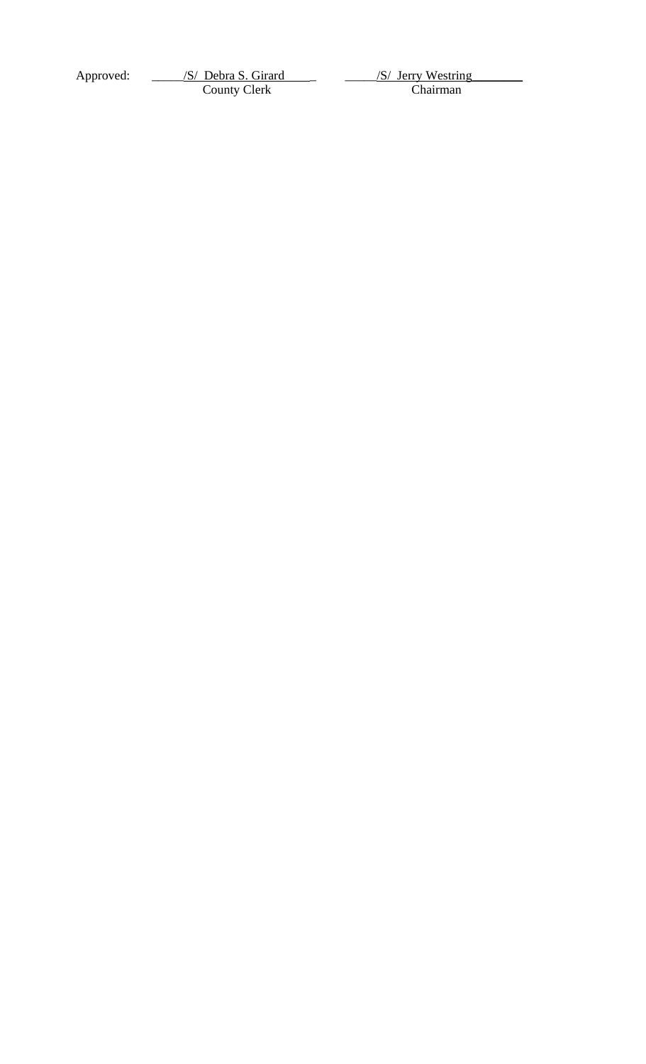Approved: /S/ Debra S. Girard — County Clerk        /S/ Jerry Westring — Chairman